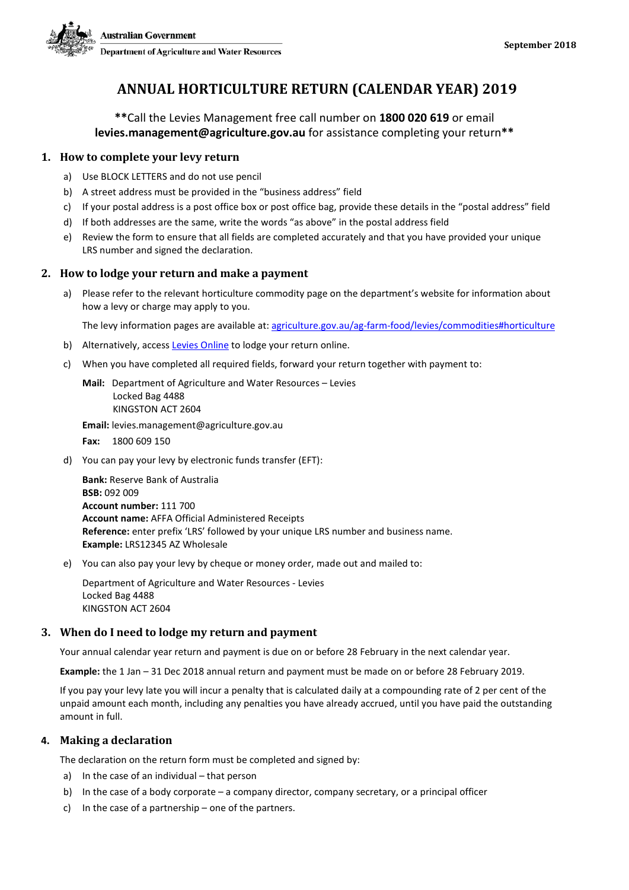Australian Government

Department of Agriculture and Water Resources

September 2018

# ANNUAL HORTICULTURE RETURN (CALENDAR YEAR) 2019

****Call the Levies Management free call number on **1800 020 619** or email **levies.management@agriculture.gov.au** for assistance completing your return****

## 1. How to complete your levy return

a) Use BLOCK LETTERS and do not use pencil

b) A street address must be provided in the "business address" field

c) If your postal address is a post office box or post office bag, provide these details in the "postal address" field

d) If both addresses are the same, write the words "as above" in the postal address field

e) Review the form to ensure that all fields are completed accurately and that you have provided your unique LRS number and signed the declaration.

## 2. How to lodge your return and make a payment

a) Please refer to the relevant horticulture commodity page on the department's website for information about how a levy or charge may apply to you.

The levy information pages are available at: agriculture.gov.au/ag-farm-food/levies/commodities#horticulture

b) Alternatively, access Levies Online to lodge your return online.

c) When you have completed all required fields, forward your return together with payment to:

**Mail:** Department of Agriculture and Water Resources – Levies
Locked Bag 4488
KINGSTON ACT 2604

**Email:** levies.management@agriculture.gov.au

**Fax:** 1800 609 150

d) You can pay your levy by electronic funds transfer (EFT):

**Bank:** Reserve Bank of Australia
**BSB:** 092 009
**Account number:** 111 700
**Account name:** AFFA Official Administered Receipts
**Reference:** enter prefix 'LRS' followed by your unique LRS number and business name.
**Example:** LRS12345 AZ Wholesale

e) You can also pay your levy by cheque or money order, made out and mailed to:

Department of Agriculture and Water Resources - Levies
Locked Bag 4488
KINGSTON ACT 2604

## 3. When do I need to lodge my return and payment

Your annual calendar year return and payment is due on or before 28 February in the next calendar year.

**Example:** the 1 Jan – 31 Dec 2018 annual return and payment must be made on or before 28 February 2019.

If you pay your levy late you will incur a penalty that is calculated daily at a compounding rate of 2 per cent of the unpaid amount each month, including any penalties you have already accrued, until you have paid the outstanding amount in full.

## 4. Making a declaration

The declaration on the return form must be completed and signed by:

a) In the case of an individual – that person

b) In the case of a body corporate – a company director, company secretary, or a principal officer

c) In the case of a partnership – one of the partners.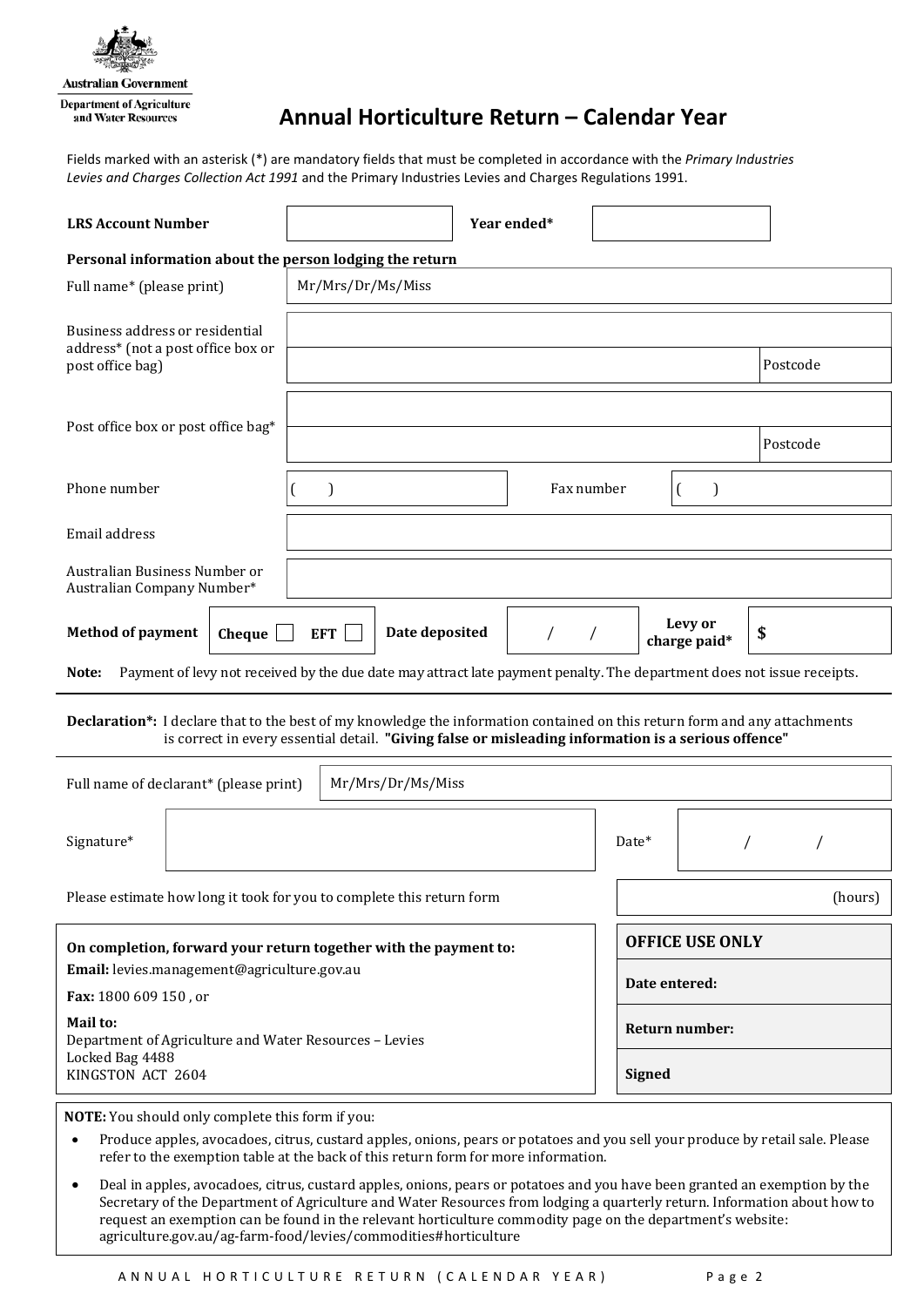Australian Government

Department of Agriculture and Water Resources

# Annual Horticulture Return – Calendar Year

Fields marked with an asterisk (*) are mandatory fields that must be completed in accordance with the *Primary Industries Levies and Charges Collection Act 1991* and the Primary Industries Levies and Charges Regulations 1991.

| **LRS Account Number** | | **Year ended*** | |
|---|---|---|---|

**Personal information about the person lodging the return**

| | | | |
|---|---|---|---|
| Full name* (please print) | Mr/Mrs/Dr/Ms/Miss | | |
| Business address or residential address* (not a post office box or post office bag) | | | |
| | | | Postcode |
| Post office box or post office bag* | | | |
| | | | Postcode |
| Phone number | ( ) | Fax number | ( ) |
| Email address | | | |
| Australian Business Number or Australian Company Number* | | | |

| **Method of payment** | **Cheque** ☐ **EFT** ☐ | **Date deposited** | / / | **Levy or charge paid*** | **$** |
|---|---|---|---|---|---|

**Note:** Payment of levy not received by the due date may attract late payment penalty. The department does not issue receipts.

**Declaration*:** I declare that to the best of my knowledge the information contained on this return form and any attachments is correct in every essential detail. **"Giving false or misleading information is a serious offence"**

| | | | |
|---|---|---|---|
| Full name of declarant* (please print) | Mr/Mrs/Dr/Ms/Miss | | |
| Signature* | | Date* | / / |

Please estimate how long it took for you to complete this return form: (hours)

**On completion, forward your return together with the payment to:**

**Email:** levies.management@agriculture.gov.au

**Fax:** 1800 609 150 , or

**Mail to:**
Department of Agriculture and Water Resources – Levies
Locked Bag 4488
KINGSTON ACT 2604

| **OFFICE USE ONLY** |
|---|
| **Date entered:** |
| **Return number:** |
| **Signed** |

**NOTE:** You should only complete this form if you:

- Produce apples, avocadoes, citrus, custard apples, onions, pears or potatoes and you sell your produce by retail sale. Please refer to the exemption table at the back of this return form for more information.
- Deal in apples, avocadoes, citrus, custard apples, onions, pears or potatoes and you have been granted an exemption by the Secretary of the Department of Agriculture and Water Resources from lodging a quarterly return. Information about how to request an exemption can be found in the relevant horticulture commodity page on the department's website: agriculture.gov.au/ag-farm-food/levies/commodities#horticulture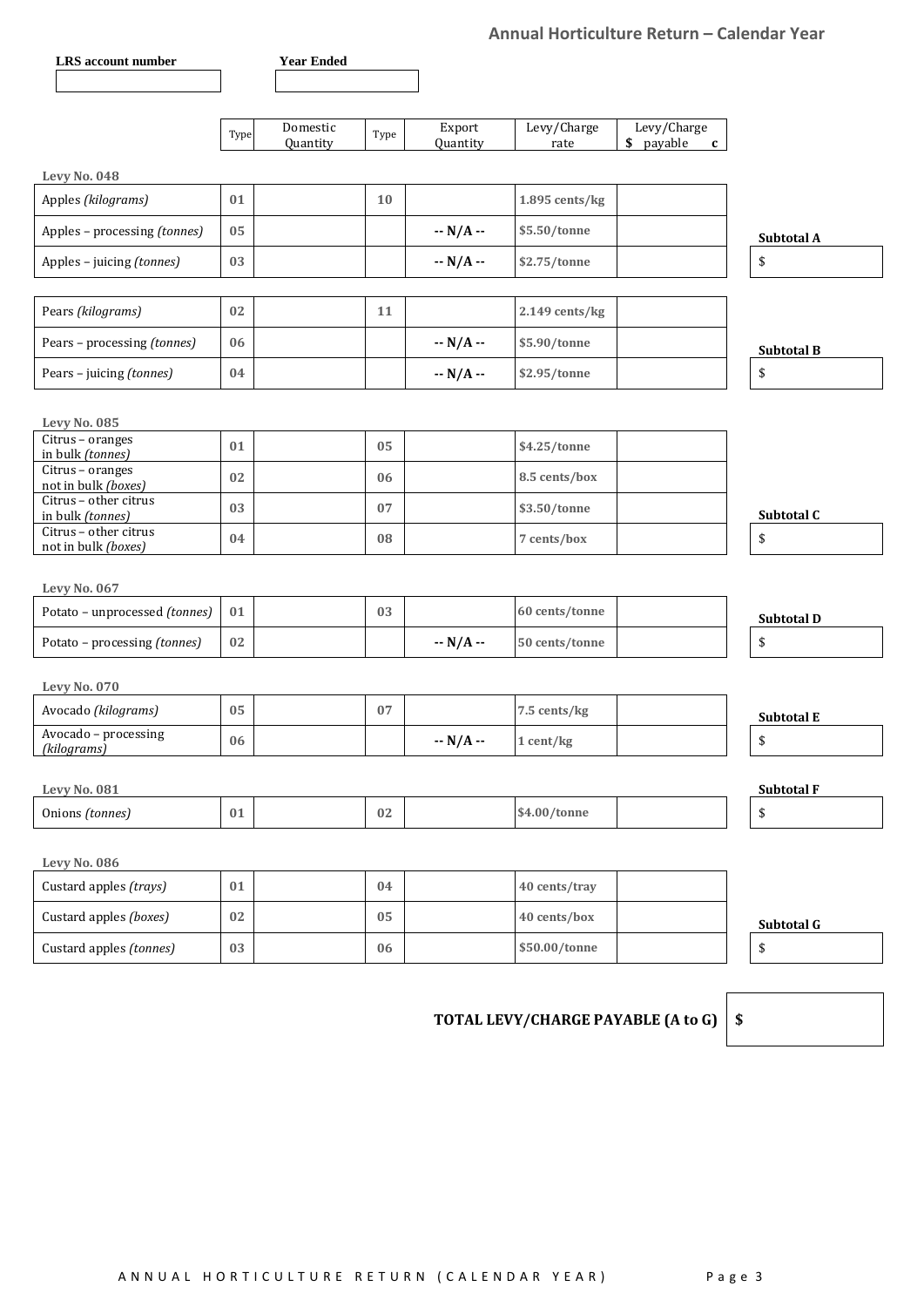## Annual Horticulture Return – Calendar Year

| LRS account number | Year Ended |
|---|---|
| | |

| | Type | Domestic Quantity | Type | Export Quantity | Levy/Charge rate | Levy/Charge $ payable c | |
|---|---|---|---|---|---|---|---|
| **Levy No. 048** | | | | | | | |
| Apples *(kilograms)* | 01 | | 10 | | 1.895 cents/kg | | |
| Apples – processing *(tonnes)* | 05 | | | -- N/A -- | $5.50/tonne | | **Subtotal A** |
| Apples – juicing *(tonnes)* | 03 | | | -- N/A -- | $2.75/tonne | | $ |
| Pears *(kilograms)* | 02 | | 11 | | 2.149 cents/kg | | |
| Pears – processing *(tonnes)* | 06 | | | -- N/A -- | $5.90/tonne | | **Subtotal B** |
| Pears – juicing *(tonnes)* | 04 | | | -- N/A -- | $2.95/tonne | | $ |
| **Levy No. 085** | | | | | | | |
| Citrus – oranges in bulk *(tonnes)* | 01 | | 05 | | $4.25/tonne | | |
| Citrus – oranges not in bulk *(boxes)* | 02 | | 06 | | 8.5 cents/box | | |
| Citrus – other citrus in bulk *(tonnes)* | 03 | | 07 | | $3.50/tonne | | **Subtotal C** |
| Citrus – other citrus not in bulk *(boxes)* | 04 | | 08 | | 7 cents/box | | $ |
| **Levy No. 067** | | | | | | | |
| Potato – unprocessed *(tonnes)* | 01 | | 03 | | 60 cents/tonne | | **Subtotal D** |
| Potato – processing *(tonnes)* | 02 | | | -- N/A -- | 50 cents/tonne | | $ |
| **Levy No. 070** | | | | | | | |
| Avocado *(kilograms)* | 05 | | 07 | | 7.5 cents/kg | | **Subtotal E** |
| Avocado – processing *(kilograms)* | 06 | | | -- N/A -- | 1 cent/kg | | $ |
| **Levy No. 081** | | | | | | | **Subtotal F** |
| Onions *(tonnes)* | 01 | | 02 | | $4.00/tonne | | $ |
| **Levy No. 086** | | | | | | | |
| Custard apples *(trays)* | 01 | | 04 | | 40 cents/tray | | |
| Custard apples *(boxes)* | 02 | | 05 | | 40 cents/box | | **Subtotal G** |
| Custard apples *(tonnes)* | 03 | | 06 | | $50.00/tonne | | $ |

**TOTAL LEVY/CHARGE PAYABLE (A to G)** $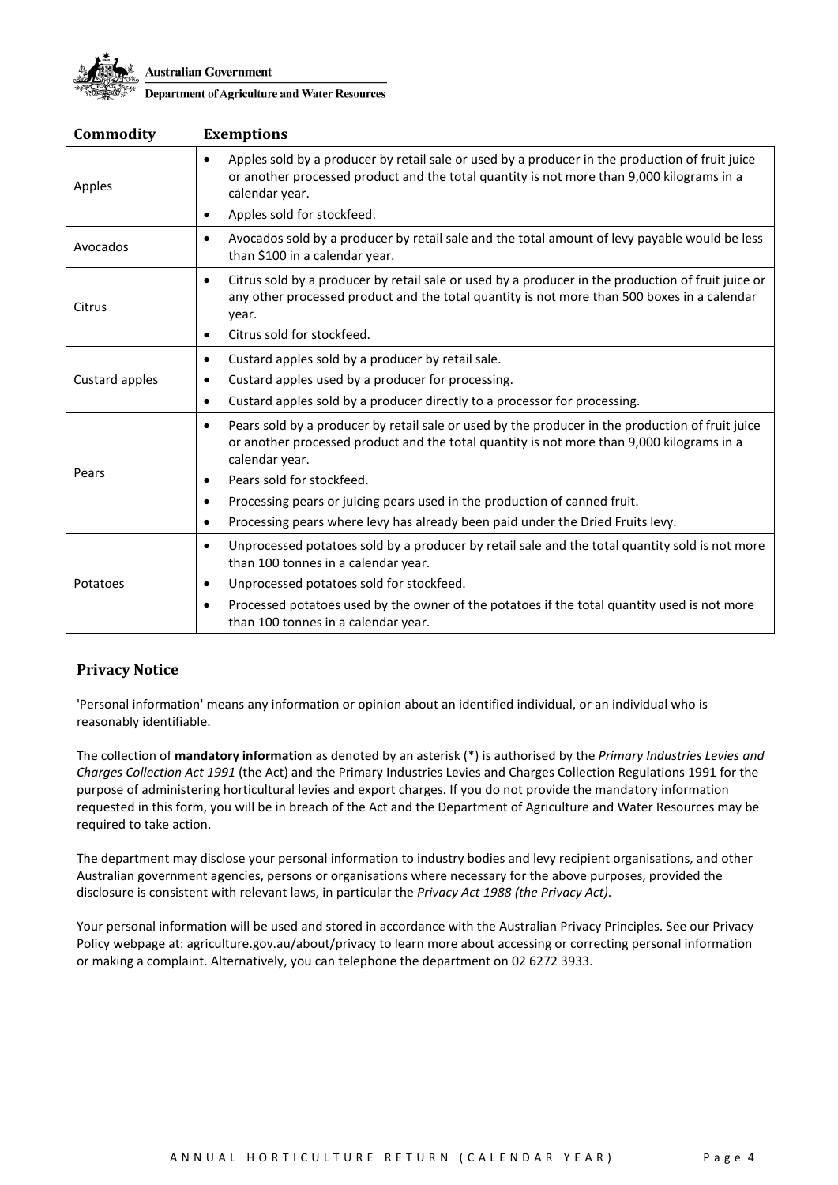| Commodity | Exemptions |
| --- | --- |
| Apples | • Apples sold by a producer by retail sale or used by a producer in the production of fruit juice or another processed product and the total quantity is not more than 9,000 kilograms in a calendar year.<br>• Apples sold for stockfeed. |
| Avocados | • Avocados sold by a producer by retail sale and the total amount of levy payable would be less than $100 in a calendar year. |
| Citrus | • Citrus sold by a producer by retail sale or used by a producer in the production of fruit juice or any other processed product and the total quantity is not more than 500 boxes in a calendar year.<br>• Citrus sold for stockfeed. |
| Custard apples | • Custard apples sold by a producer by retail sale.<br>• Custard apples used by a producer for processing.<br>• Custard apples sold by a producer directly to a processor for processing. |
| Pears | • Pears sold by a producer by retail sale or used by the producer in the production of fruit juice or another processed product and the total quantity is not more than 9,000 kilograms in a calendar year.<br>• Pears sold for stockfeed.<br>• Processing pears or juicing pears used in the production of canned fruit.<br>• Processing pears where levy has already been paid under the Dried Fruits levy. |
| Potatoes | • Unprocessed potatoes sold by a producer by retail sale and the total quantity sold is not more than 100 tonnes in a calendar year.<br>• Unprocessed potatoes sold for stockfeed.<br>• Processed potatoes used by the owner of the potatoes if the total quantity used is not more than 100 tonnes in a calendar year. |

## Privacy Notice

'Personal information' means any information or opinion about an identified individual, or an individual who is reasonably identifiable.

The collection of **mandatory information** as denoted by an asterisk (*) is authorised by the *Primary Industries Levies and Charges Collection Act 1991* (the Act) and the Primary Industries Levies and Charges Collection Regulations 1991 for the purpose of administering horticultural levies and export charges. If you do not provide the mandatory information requested in this form, you will be in breach of the Act and the Department of Agriculture and Water Resources may be required to take action.

The department may disclose your personal information to industry bodies and levy recipient organisations, and other Australian government agencies, persons or organisations where necessary for the above purposes, provided the disclosure is consistent with relevant laws, in particular the *Privacy Act 1988 (the Privacy Act)*.

Your personal information will be used and stored in accordance with the Australian Privacy Principles. See our Privacy Policy webpage at: agriculture.gov.au/about/privacy to learn more about accessing or correcting personal information or making a complaint. Alternatively, you can telephone the department on 02 6272 3933.